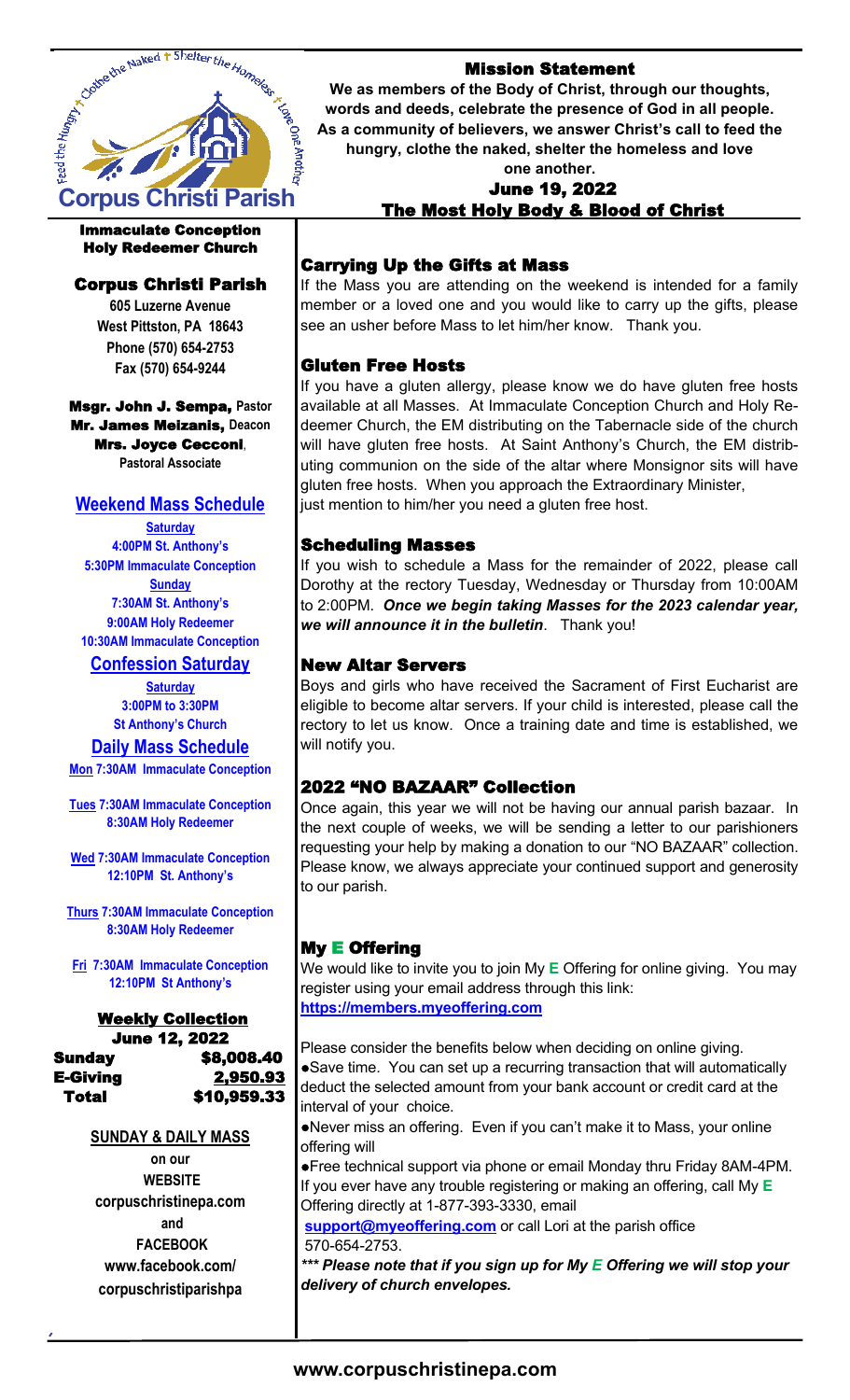Feed the Hungry + Clothe the Naked + Shelter the Homeless + Love One Another

# Corpus Christi Parish

**Immaculate Conception**
**Holy Redeemer Church**

## Corpus Christi Parish

605 Luzerne Avenue
West Pittston, PA 18643
Phone (570) 654-2753
Fax (570) 654-9244

**Msgr. John J. Sempa,** Pastor
**Mr. James Meizanis,** Deacon
**Mrs. Joyce Cecconi**, Pastoral Associate

### Weekend Mass Schedule

**Saturday**
4:00PM St. Anthony's
5:30PM Immaculate Conception

**Sunday**
7:30AM St. Anthony's
9:00AM Holy Redeemer
10:30AM Immaculate Conception

### Confession Saturday

**Saturday**
3:00PM to 3:30PM
St Anthony's Church

### Daily Mass Schedule

**Mon** 7:30AM Immaculate Conception

**Tues** 7:30AM Immaculate Conception
8:30AM Holy Redeemer

**Wed** 7:30AM Immaculate Conception
12:10PM St. Anthony's

**Thurs** 7:30AM Immaculate Conception
8:30AM Holy Redeemer

**Fri** 7:30AM Immaculate Conception
12:10PM St Anthony's

### Weekly Collection

**June 12, 2022**

| | |
|---|---|
| **Sunday** | **$8,008.40** |
| **E-Giving** | **2,950.93** |
| **Total** | **$10,959.33** |

**SUNDAY & DAILY MASS**
on our
WEBSITE
corpuschristinepa.com
and
FACEBOOK
www.facebook.com/corpuschristiparishpa

## Mission Statement

**We as members of the Body of Christ, through our thoughts, words and deeds, celebrate the presence of God in all people. As a community of believers, we answer Christ's call to feed the hungry, clothe the naked, shelter the homeless and love one another.**

## June 19, 2022
## The Most Holy Body & Blood of Christ

### Carrying Up the Gifts at Mass

If the Mass you are attending on the weekend is intended for a family member or a loved one and you would like to carry up the gifts, please see an usher before Mass to let him/her know. Thank you.

### Gluten Free Hosts

If you have a gluten allergy, please know we do have gluten free hosts available at all Masses. At Immaculate Conception Church and Holy Redeemer Church, the EM distributing on the Tabernacle side of the church will have gluten free hosts. At Saint Anthony's Church, the EM distributing communion on the side of the altar where Monsignor sits will have gluten free hosts. When you approach the Extraordinary Minister, just mention to him/her you need a gluten free host.

### Scheduling Masses

If you wish to schedule a Mass for the remainder of 2022, please call Dorothy at the rectory Tuesday, Wednesday or Thursday from 10:00AM to 2:00PM. ***Once we begin taking Masses for the 2023 calendar year, we will announce it in the bulletin***. Thank you!

### New Altar Servers

Boys and girls who have received the Sacrament of First Eucharist are eligible to become altar servers. If your child is interested, please call the rectory to let us know. Once a training date and time is established, we will notify you.

### 2022 "NO BAZAAR" Collection

Once again, this year we will not be having our annual parish bazaar. In the next couple of weeks, we will be sending a letter to our parishioners requesting your help by making a donation to our "NO BAZAAR" collection. Please know, we always appreciate your continued support and generosity to our parish.

### My E Offering

We would like to invite you to join My **E** Offering for online giving. You may register using your email address through this link:
**https://members.myeoffering.com**

Please consider the benefits below when deciding on online giving.

- Save time. You can set up a recurring transaction that will automatically deduct the selected amount from your bank account or credit card at the interval of your choice.
- Never miss an offering. Even if you can't make it to Mass, your online offering will
- Free technical support via phone or email Monday thru Friday 8AM-4PM. If you ever have any trouble registering or making an offering, call My **E** Offering directly at 1-877-393-3330, email **support@myeoffering.com** or call Lori at the parish office 570-654-2753.

***\*\*\* Please note that if you sign up for My E Offering we will stop your delivery of church envelopes.***

www.corpuschristinepa.com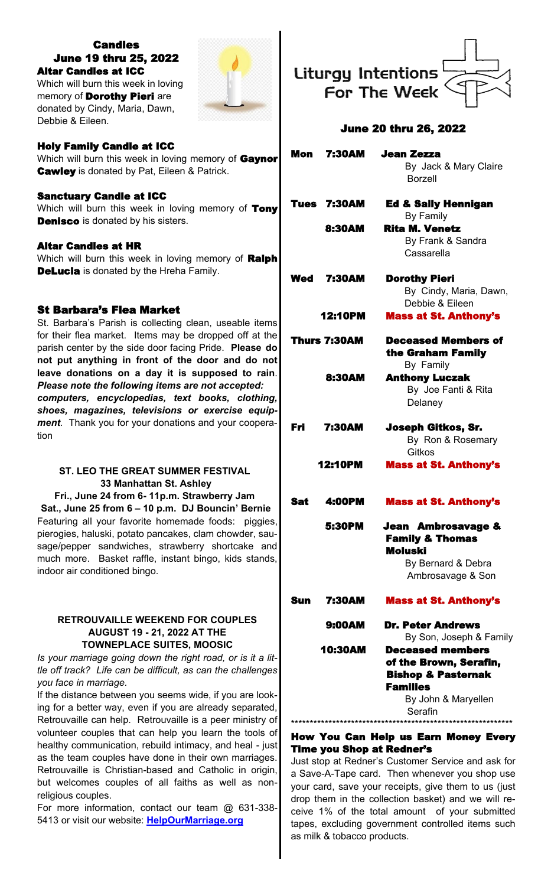## Candles
## June 19 thru 25, 2022

### Altar Candles at ICC

Which will burn this week in loving memory of **Dorothy Pieri** are donated by Cindy, Maria, Dawn, Debbie & Eileen.

### Holy Family Candle at ICC

Which will burn this week in loving memory of **Gaynor Cawley** is donated by Pat, Eileen & Patrick.

### Sanctuary Candle at ICC

Which will burn this week in loving memory of **Tony Denisco** is donated by his sisters.

### Altar Candles at HR

Which will burn this week in loving memory of **Ralph DeLucia** is donated by the Hreha Family.

### St Barbara's Flea Market

St. Barbara's Parish is collecting clean, useable items for their flea market. Items may be dropped off at the parish center by the side door facing Pride. **Please do not put anything in front of the door and do not leave donations on a day it is supposed to rain**. ***Please note the following items are not accepted: computers, encyclopedias, text books, clothing, shoes, magazines, televisions or exercise equipment***. Thank you for your donations and your cooperation

**ST. LEO THE GREAT SUMMER FESTIVAL**
**33 Manhattan St. Ashley**
**Fri., June 24 from 6- 11p.m. Strawberry Jam**
**Sat., June 25 from 6 – 10 p.m. DJ Bouncin' Bernie**

Featuring all your favorite homemade foods: piggies, pierogies, haluski, potato pancakes, clam chowder, sausage/pepper sandwiches, strawberry shortcake and much more. Basket raffle, instant bingo, kids stands, indoor air conditioned bingo.

**RETROUVAILLE WEEKEND FOR COUPLES**
**AUGUST 19 - 21, 2022 AT THE**
**TOWNEPLACE SUITES, MOOSIC**

*Is your marriage going down the right road, or is it a little off track? Life can be difficult, as can the challenges you face in marriage.*

If the distance between you seems wide, if you are looking for a better way, even if you are already separated, Retrouvaille can help. Retrouvaille is a peer ministry of volunteer couples that can help you learn the tools of healthy communication, rebuild intimacy, and heal - just as the team couples have done in their own marriages. Retrouvaille is Christian-based and Catholic in origin, but welcomes couples of all faiths as well as non-religious couples.

For more information, contact our team @ 631-338-5413 or visit our website: **HelpOurMarriage.org**

# Liturgy Intentions For The Week

## June 20 thru 26, 2022

| | | |
|---|---|---|
| **Mon** | **7:30AM** | **Jean Zezza** By Jack & Mary Claire Borzell |
| **Tues** | **7:30AM** | **Ed & Sally Hennigan** By Family |
| | **8:30AM** | **Rita M. Venetz** By Frank & Sandra Cassarella |
| **Wed** | **7:30AM** | **Dorothy Pieri** By Cindy, Maria, Dawn, Debbie & Eileen |
| | **12:10PM** | **Mass at St. Anthony's** |
| **Thurs** | **7:30AM** | **Deceased Members of the Graham Family** By Family |
| | **8:30AM** | **Anthony Luczak** By Joe Fanti & Rita Delaney |
| **Fri** | **7:30AM** | **Joseph Gitkos, Sr.** By Ron & Rosemary Gitkos |
| | **12:10PM** | **Mass at St. Anthony's** |
| **Sat** | **4:00PM** | **Mass at St. Anthony's** |
| | **5:30PM** | **Jean Ambrosavage & Family & Thomas Moluski** By Bernard & Debra Ambrosavage & Son |
| **Sun** | **7:30AM** | **Mass at St. Anthony's** |
| | **9:00AM** | **Dr. Peter Andrews** By Son, Joseph & Family |
| | **10:30AM** | **Deceased members of the Brown, Serafin, Bishop & Pasternak Families** By John & Maryellen Serafin |

### How You Can Help us Earn Money Every Time you Shop at Redner's

Just stop at Redner's Customer Service and ask for a Save-A-Tape card. Then whenever you shop use your card, save your receipts, give them to us (just drop them in the collection basket) and we will receive 1% of the total amount of your submitted tapes, excluding government controlled items such as milk & tobacco products.